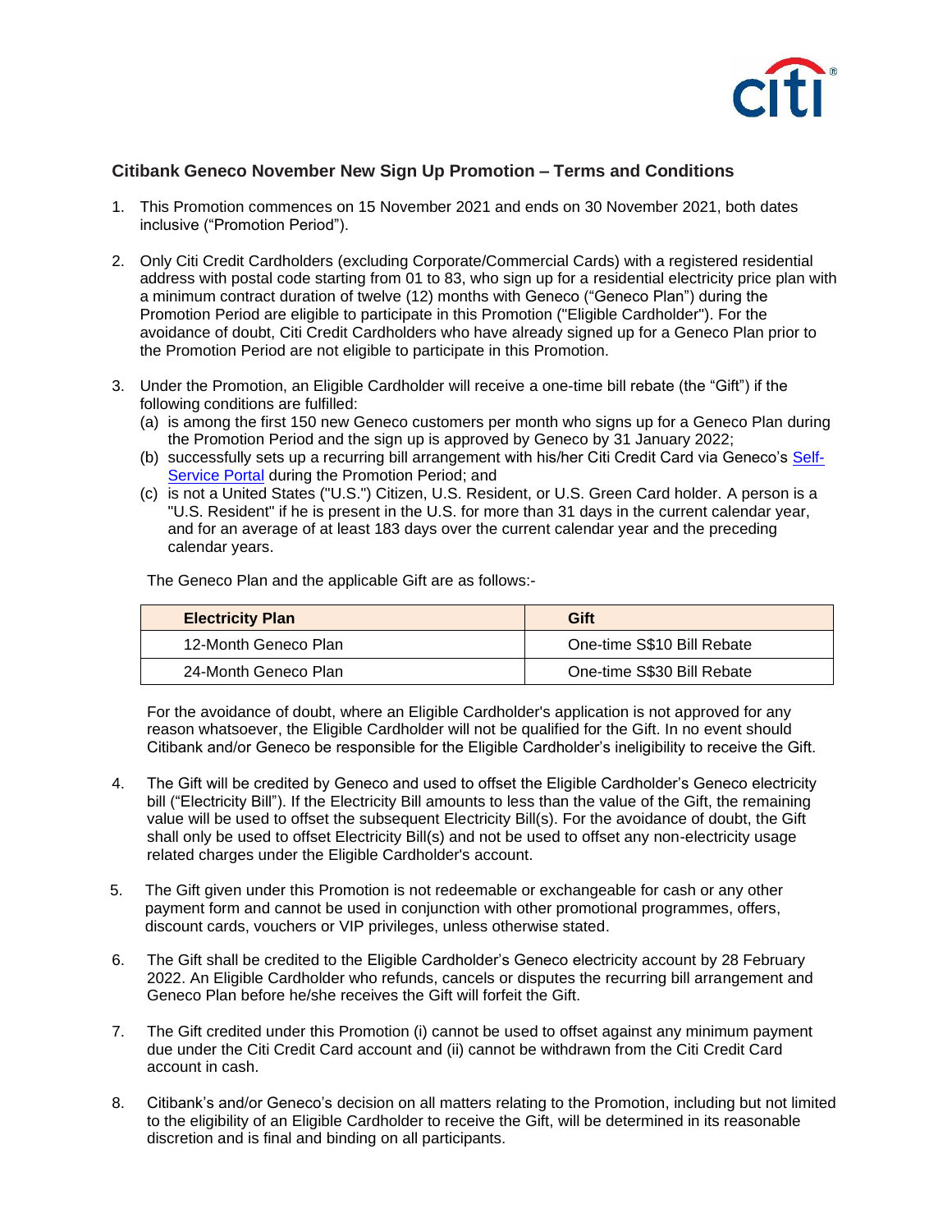## Citibank Geneco November New Sign Up Promotion – Terms and Conditions

1. This Promotion commences on 15 November 2021 and ends on 30 November 2021, both dates inclusive ("Promotion Period").

2. Only Citi Credit Cardholders (excluding Corporate/Commercial Cards) with a registered residential address with postal code starting from 01 to 83, who sign up for a residential electricity price plan with a minimum contract duration of twelve (12) months with Geneco ("Geneco Plan") during the Promotion Period are eligible to participate in this Promotion ("Eligible Cardholder"). For the avoidance of doubt, Citi Credit Cardholders who have already signed up for a Geneco Plan prior to the Promotion Period are not eligible to participate in this Promotion.

3. Under the Promotion, an Eligible Cardholder will receive a one-time bill rebate (the "Gift") if the following conditions are fulfilled:
   (a) is among the first 150 new Geneco customers per month who signs up for a Geneco Plan during the Promotion Period and the sign up is approved by Geneco by 31 January 2022;
   (b) successfully sets up a recurring bill arrangement with his/her Citi Credit Card via Geneco's Self-Service Portal during the Promotion Period; and
   (c) is not a United States ("U.S.") Citizen, U.S. Resident, or U.S. Green Card holder. A person is a "U.S. Resident" if he is present in the U.S. for more than 31 days in the current calendar year, and for an average of at least 183 days over the current calendar year and the preceding calendar years.

   The Geneco Plan and the applicable Gift are as follows:-

   | Electricity Plan | Gift |
   |---|---|
   | 12-Month Geneco Plan | One-time S$10 Bill Rebate |
   | 24-Month Geneco Plan | One-time S$30 Bill Rebate |

   For the avoidance of doubt, where an Eligible Cardholder's application is not approved for any reason whatsoever, the Eligible Cardholder will not be qualified for the Gift. In no event should Citibank and/or Geneco be responsible for the Eligible Cardholder's ineligibility to receive the Gift.

4. The Gift will be credited by Geneco and used to offset the Eligible Cardholder's Geneco electricity bill ("Electricity Bill"). If the Electricity Bill amounts to less than the value of the Gift, the remaining value will be used to offset the subsequent Electricity Bill(s). For the avoidance of doubt, the Gift shall only be used to offset Electricity Bill(s) and not be used to offset any non-electricity usage related charges under the Eligible Cardholder's account.

5. The Gift given under this Promotion is not redeemable or exchangeable for cash or any other payment form and cannot be used in conjunction with other promotional programmes, offers, discount cards, vouchers or VIP privileges, unless otherwise stated.

6. The Gift shall be credited to the Eligible Cardholder's Geneco electricity account by 28 February 2022. An Eligible Cardholder who refunds, cancels or disputes the recurring bill arrangement and Geneco Plan before he/she receives the Gift will forfeit the Gift.

7. The Gift credited under this Promotion (i) cannot be used to offset against any minimum payment due under the Citi Credit Card account and (ii) cannot be withdrawn from the Citi Credit Card account in cash.

8. Citibank's and/or Geneco's decision on all matters relating to the Promotion, including but not limited to the eligibility of an Eligible Cardholder to receive the Gift, will be determined in its reasonable discretion and is final and binding on all participants.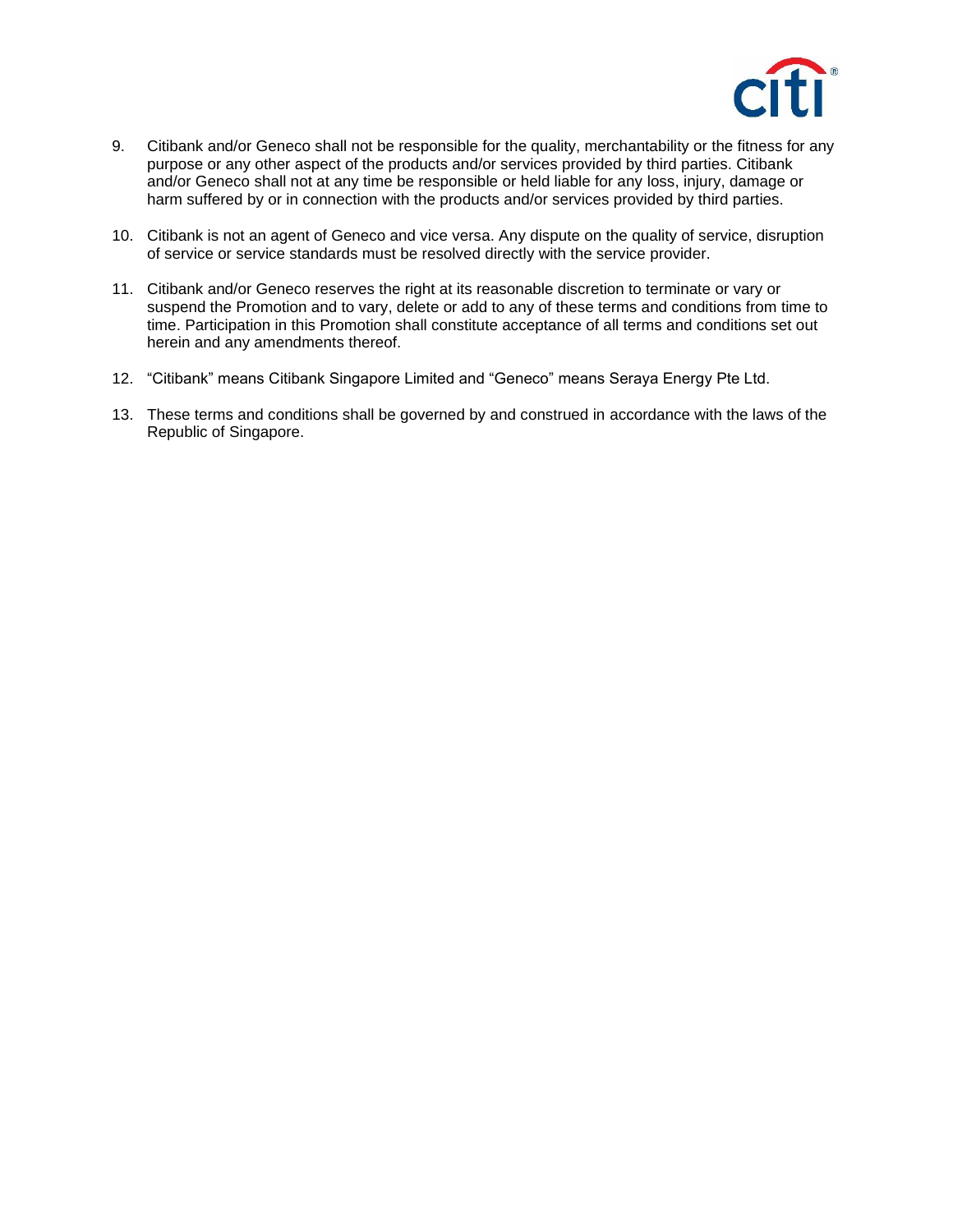9. Citibank and/or Geneco shall not be responsible for the quality, merchantability or the fitness for any purpose or any other aspect of the products and/or services provided by third parties. Citibank and/or Geneco shall not at any time be responsible or held liable for any loss, injury, damage or harm suffered by or in connection with the products and/or services provided by third parties.

10. Citibank is not an agent of Geneco and vice versa. Any dispute on the quality of service, disruption of service or service standards must be resolved directly with the service provider.

11. Citibank and/or Geneco reserves the right at its reasonable discretion to terminate or vary or suspend the Promotion and to vary, delete or add to any of these terms and conditions from time to time. Participation in this Promotion shall constitute acceptance of all terms and conditions set out herein and any amendments thereof.

12. "Citibank" means Citibank Singapore Limited and "Geneco" means Seraya Energy Pte Ltd.

13. These terms and conditions shall be governed by and construed in accordance with the laws of the Republic of Singapore.